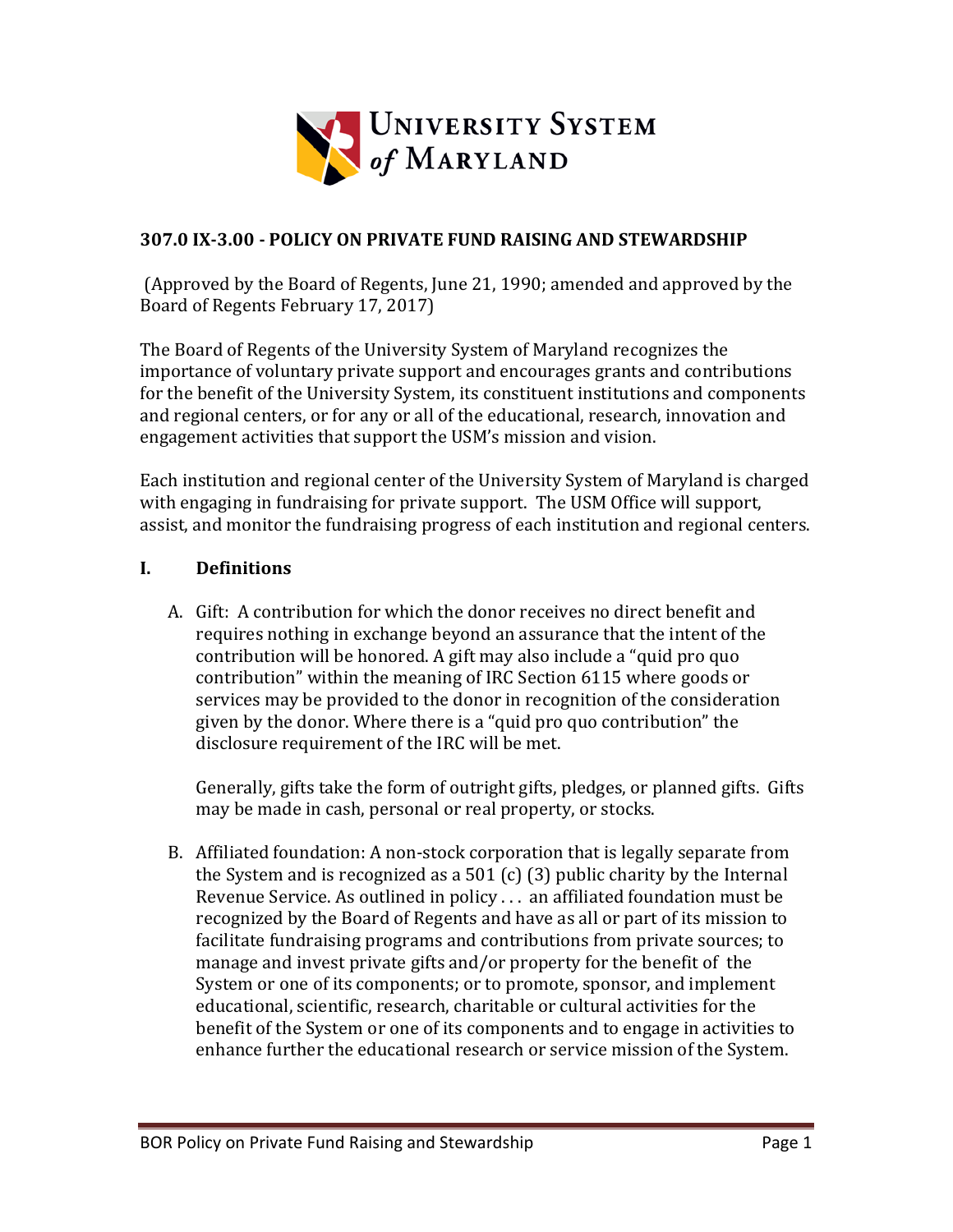# 307.0 IX-3.00 - POLICY ON PRIVATE FUND RAISING AND STEWARDSHIP

(Approved by the Board of Regents, June 21, 1990; amended and approved by the Board of Regents February 17, 2017)

The Board of Regents of the University System of Maryland recognizes the importance of voluntary private support and encourages grants and contributions for the benefit of the University System, its constituent institutions and components and regional centers, or for any or all of the educational, research, innovation and engagement activities that support the USM's mission and vision.

Each institution and regional center of the University System of Maryland is charged with engaging in fundraising for private support. The USM Office will support, assist, and monitor the fundraising progress of each institution and regional centers.

## I. Definitions

A. Gift: A contribution for which the donor receives no direct benefit and requires nothing in exchange beyond an assurance that the intent of the contribution will be honored. A gift may also include a "quid pro quo contribution" within the meaning of IRC Section 6115 where goods or services may be provided to the donor in recognition of the consideration given by the donor. Where there is a "quid pro quo contribution" the disclosure requirement of the IRC will be met.

   Generally, gifts take the form of outright gifts, pledges, or planned gifts. Gifts may be made in cash, personal or real property, or stocks.

B. Affiliated foundation: A non-stock corporation that is legally separate from the System and is recognized as a 501 (c) (3) public charity by the Internal Revenue Service. As outlined in policy . . . an affiliated foundation must be recognized by the Board of Regents and have as all or part of its mission to facilitate fundraising programs and contributions from private sources; to manage and invest private gifts and/or property for the benefit of the System or one of its components; or to promote, sponsor, and implement educational, scientific, research, charitable or cultural activities for the benefit of the System or one of its components and to engage in activities to enhance further the educational research or service mission of the System.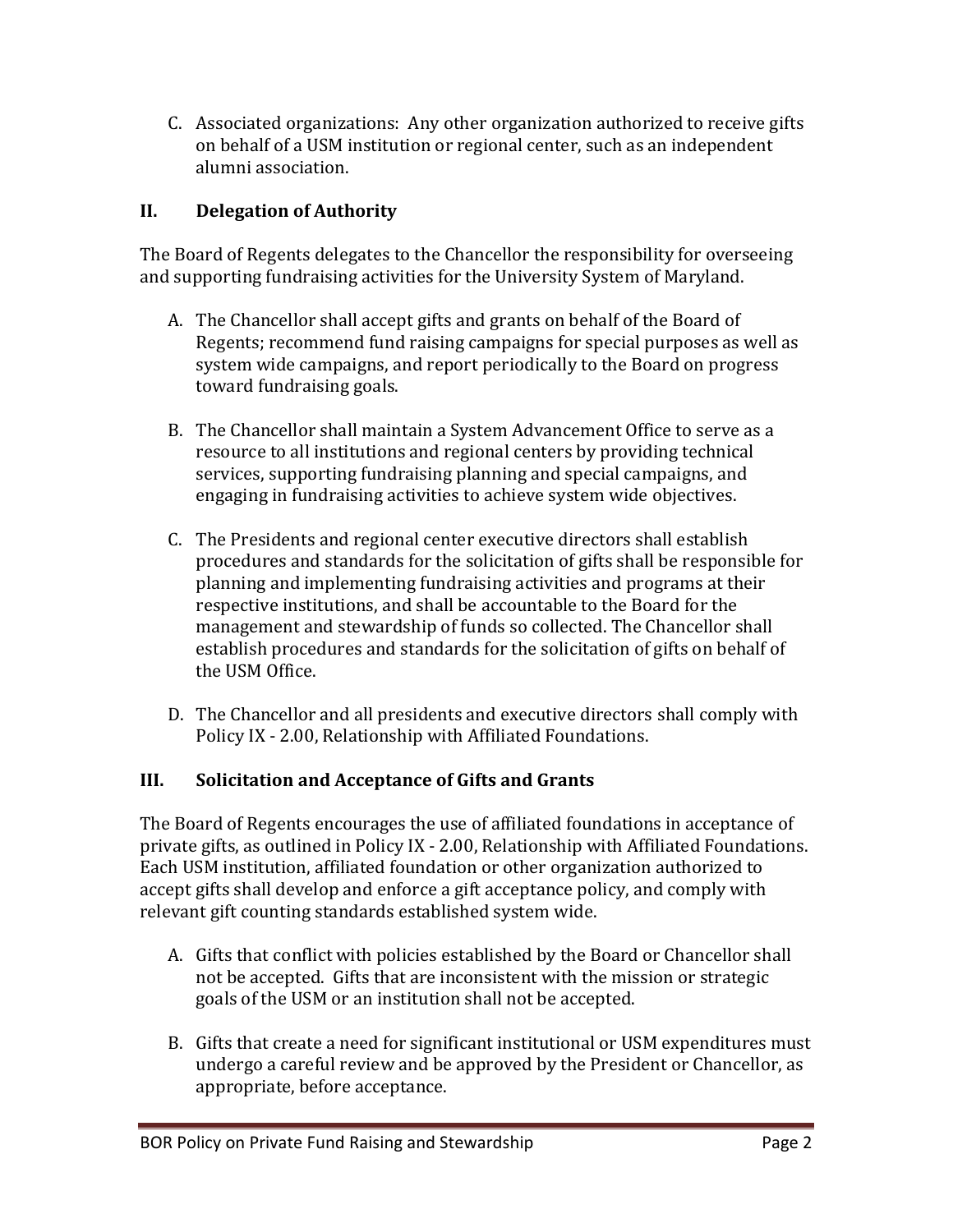C. Associated organizations: Any other organization authorized to receive gifts on behalf of a USM institution or regional center, such as an independent alumni association.

## II. Delegation of Authority

The Board of Regents delegates to the Chancellor the responsibility for overseeing and supporting fundraising activities for the University System of Maryland.

A. The Chancellor shall accept gifts and grants on behalf of the Board of Regents; recommend fund raising campaigns for special purposes as well as system wide campaigns, and report periodically to the Board on progress toward fundraising goals.

B. The Chancellor shall maintain a System Advancement Office to serve as a resource to all institutions and regional centers by providing technical services, supporting fundraising planning and special campaigns, and engaging in fundraising activities to achieve system wide objectives.

C. The Presidents and regional center executive directors shall establish procedures and standards for the solicitation of gifts shall be responsible for planning and implementing fundraising activities and programs at their respective institutions, and shall be accountable to the Board for the management and stewardship of funds so collected. The Chancellor shall establish procedures and standards for the solicitation of gifts on behalf of the USM Office.

D. The Chancellor and all presidents and executive directors shall comply with Policy IX - 2.00, Relationship with Affiliated Foundations.

## III. Solicitation and Acceptance of Gifts and Grants

The Board of Regents encourages the use of affiliated foundations in acceptance of private gifts, as outlined in Policy IX - 2.00, Relationship with Affiliated Foundations. Each USM institution, affiliated foundation or other organization authorized to accept gifts shall develop and enforce a gift acceptance policy, and comply with relevant gift counting standards established system wide.

A. Gifts that conflict with policies established by the Board or Chancellor shall not be accepted. Gifts that are inconsistent with the mission or strategic goals of the USM or an institution shall not be accepted.

B. Gifts that create a need for significant institutional or USM expenditures must undergo a careful review and be approved by the President or Chancellor, as appropriate, before acceptance.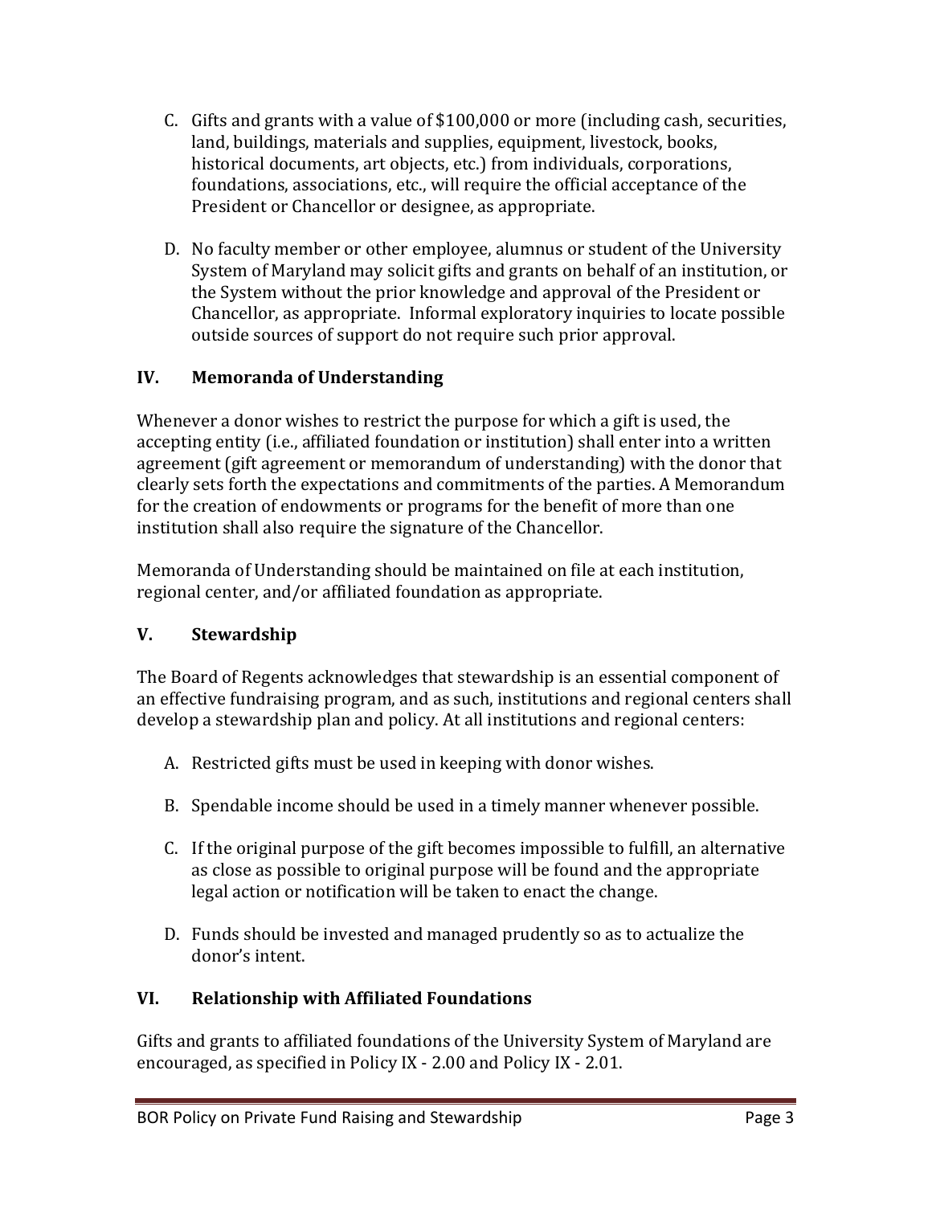C. Gifts and grants with a value of $100,000 or more (including cash, securities, land, buildings, materials and supplies, equipment, livestock, books, historical documents, art objects, etc.) from individuals, corporations, foundations, associations, etc., will require the official acceptance of the President or Chancellor or designee, as appropriate.

D. No faculty member or other employee, alumnus or student of the University System of Maryland may solicit gifts and grants on behalf of an institution, or the System without the prior knowledge and approval of the President or Chancellor, as appropriate. Informal exploratory inquiries to locate possible outside sources of support do not require such prior approval.

## IV. Memoranda of Understanding

Whenever a donor wishes to restrict the purpose for which a gift is used, the accepting entity (i.e., affiliated foundation or institution) shall enter into a written agreement (gift agreement or memorandum of understanding) with the donor that clearly sets forth the expectations and commitments of the parties. A Memorandum for the creation of endowments or programs for the benefit of more than one institution shall also require the signature of the Chancellor.

Memoranda of Understanding should be maintained on file at each institution, regional center, and/or affiliated foundation as appropriate.

## V. Stewardship

The Board of Regents acknowledges that stewardship is an essential component of an effective fundraising program, and as such, institutions and regional centers shall develop a stewardship plan and policy. At all institutions and regional centers:

A. Restricted gifts must be used in keeping with donor wishes.

B. Spendable income should be used in a timely manner whenever possible.

C. If the original purpose of the gift becomes impossible to fulfill, an alternative as close as possible to original purpose will be found and the appropriate legal action or notification will be taken to enact the change.

D. Funds should be invested and managed prudently so as to actualize the donor's intent.

## VI. Relationship with Affiliated Foundations

Gifts and grants to affiliated foundations of the University System of Maryland are encouraged, as specified in Policy IX - 2.00 and Policy IX - 2.01.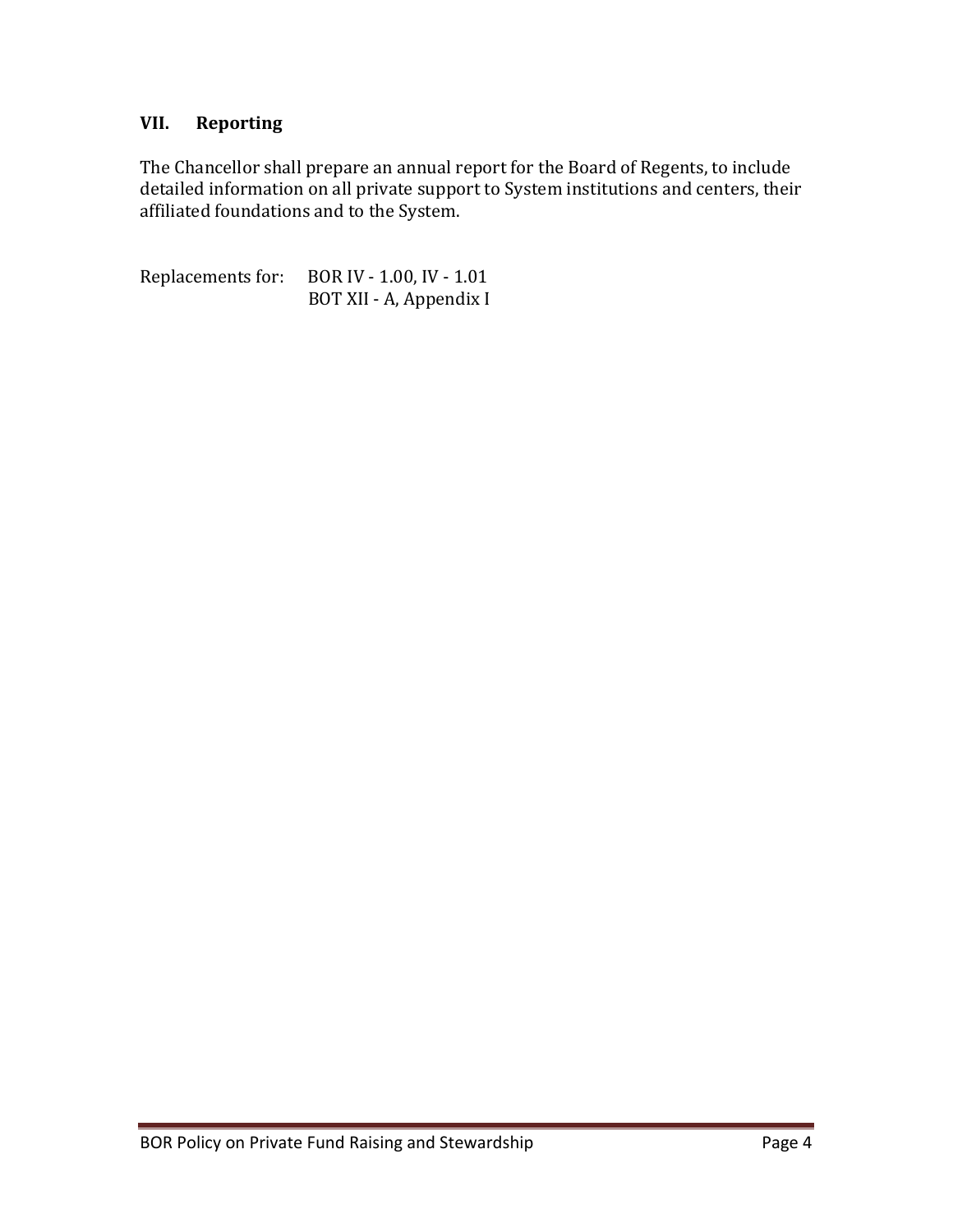## VII. Reporting

The Chancellor shall prepare an annual report for the Board of Regents, to include detailed information on all private support to System institutions and centers, their affiliated foundations and to the System.

Replacements for: BOR IV - 1.00, IV - 1.01
BOT XII - A, Appendix I